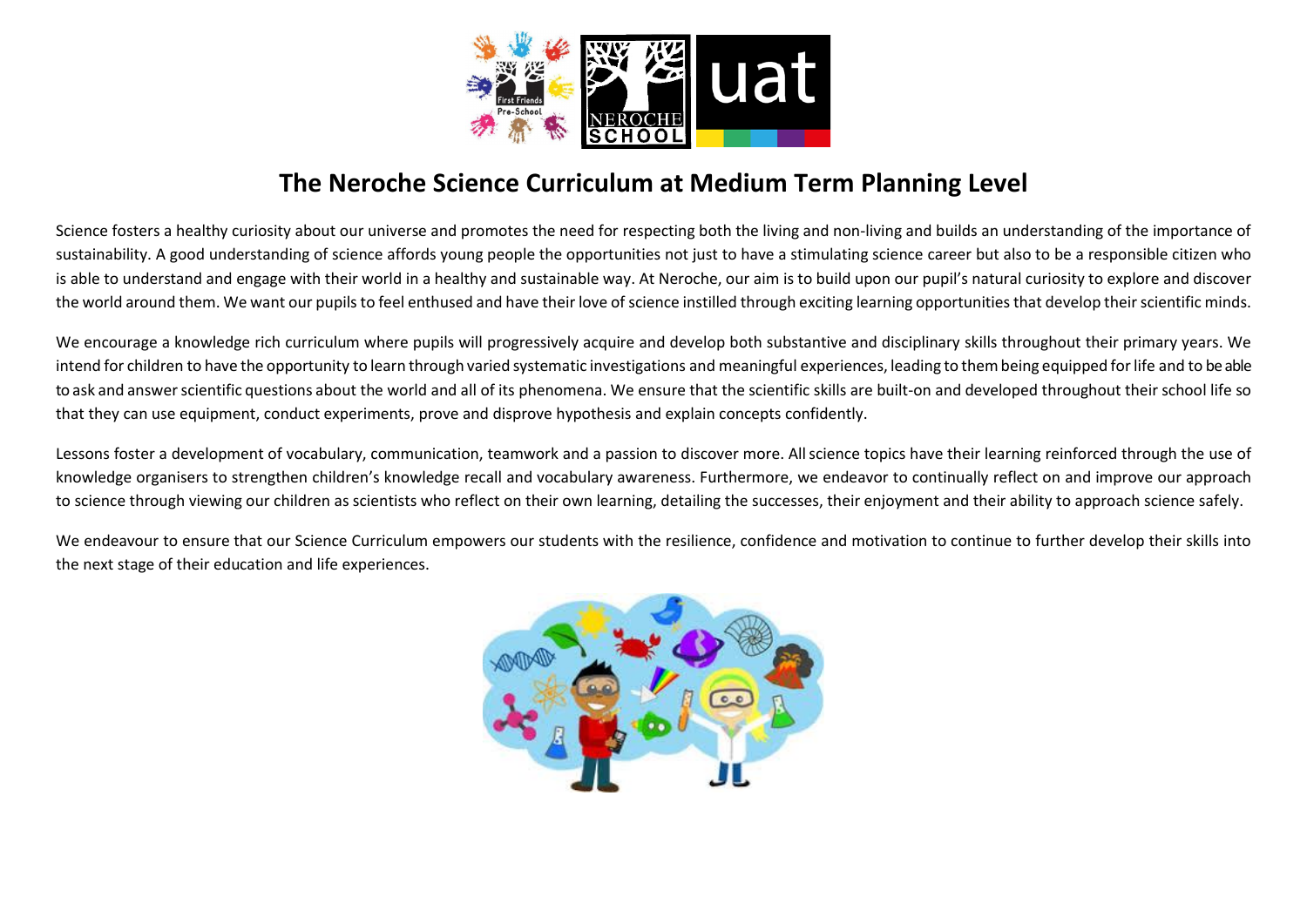# The Neroche Science Curriculum at Medium Term Planning Level

Science fosters a healthy curiosity about our universe and promotes the need for respecting both the living and non-living and builds an understanding of the importance of sustainability. A good understanding of science affords young people the opportunities not just to have a stimulating science career but also to be a responsible citizen who is able to understand and engage with their world in a healthy and sustainable way. At Neroche, our aim is to build upon our pupil's natural curiosity to explore and discover the world around them. We want our pupils to feel enthused and have their love of science instilled through exciting learning opportunities that develop their scientific minds.

We encourage a knowledge rich curriculum where pupils will progressively acquire and develop both substantive and disciplinary skills throughout their primary years. We intend for children to have the opportunity to learn through varied systematic investigations and meaningful experiences, leading to them being equipped for life and to be able to ask and answer scientific questions about the world and all of its phenomena. We ensure that the scientific skills are built-on and developed throughout their school life so that they can use equipment, conduct experiments, prove and disprove hypothesis and explain concepts confidently.

Lessons foster a development of vocabulary, communication, teamwork and a passion to discover more. All science topics have their learning reinforced through the use of knowledge organisers to strengthen children's knowledge recall and vocabulary awareness. Furthermore, we endeavor to continually reflect on and improve our approach to science through viewing our children as scientists who reflect on their own learning, detailing the successes, their enjoyment and their ability to approach science safely.

We endeavour to ensure that our Science Curriculum empowers our students with the resilience, confidence and motivation to continue to further develop their skills into the next stage of their education and life experiences.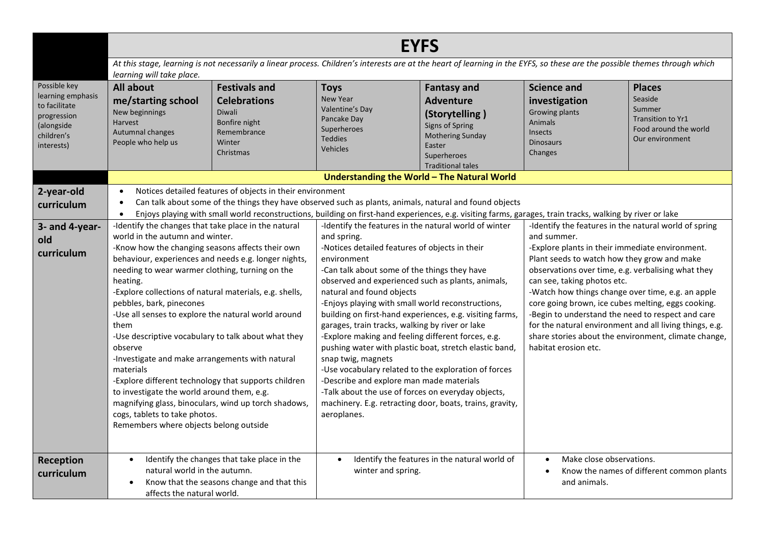| | EYFS | | | | | |
|---|---|---|---|---|---|---|
| | *At this stage, learning is not necessarily a linear process. Children's interests are at the heart of learning in the EYFS, so these are the possible themes through which learning will take place.* | | | | | |
| Possible key learning emphasis to facilitate progression (alongside children's interests) | **All about me/starting school**<br>New beginnings<br>Harvest<br>Autumnal changes<br>People who help us | **Festivals and Celebrations**<br>Diwali<br>Bonfire night<br>Remembrance<br>Winter<br>Christmas | **Toys**<br>New Year<br>Valentine's Day<br>Pancake Day<br>Superheroes<br>Teddies<br>Vehicles | **Fantasy and Adventure (Storytelling )**<br>Signs of Spring<br>Mothering Sunday<br>Easter<br>Superheroes<br>Traditional tales | **Science and investigation**<br>Growing plants<br>Animals<br>Insects<br>Dinosaurs<br>Changes | **Places**<br>Seaside<br>Summer<br>Transition to Yr1<br>Food around the world<br>Our environment |
| | **Understanding the World – The Natural World** | | | | | |
| **2-year-old curriculum** | • Notices detailed features of objects in their environment<br>• Can talk about some of the things they have observed such as plants, animals, natural and found objects<br>• Enjoys playing with small world reconstructions, building on first-hand experiences, e.g. visiting farms, garages, train tracks, walking by river or lake | | | | | |
| **3- and 4-year-old curriculum** | -Identify the changes that take place in the natural world in the autumn and winter.<br>-Know how the changing seasons affects their own behaviour, experiences and needs e.g. longer nights, needing to wear warmer clothing, turning on the heating.<br>-Explore collections of natural materials, e.g. shells, pebbles, bark, pinecones<br>-Use all senses to explore the natural world around them<br>-Use descriptive vocabulary to talk about what they observe<br>-Investigate and make arrangements with natural materials<br>-Explore different technology that supports children to investigate the world around them, e.g. magnifying glass, binoculars, wind up torch shadows, cogs, tablets to take photos.<br>Remembers where objects belong outside | | -Identify the features in the natural world of winter and spring.<br>-Notices detailed features of objects in their environment<br>-Can talk about some of the things they have observed and experienced such as plants, animals, natural and found objects<br>-Enjoys playing with small world reconstructions, building on first-hand experiences, e.g. visiting farms, garages, train tracks, walking by river or lake<br>-Explore making and feeling different forces, e.g. pushing water with plastic boat, stretch elastic band, snap twig, magnets<br>-Use vocabulary related to the exploration of forces<br>-Describe and explore man made materials<br>-Talk about the use of forces on everyday objects, machinery. E.g. retracting door, boats, trains, gravity, aeroplanes. | | -Identify the features in the natural world of spring and summer.<br>-Explore plants in their immediate environment. Plant seeds to watch how they grow and make observations over time, e.g. verbalising what they can see, taking photos etc.<br>-Watch how things change over time, e.g. an apple core going brown, ice cubes melting, eggs cooking.<br>-Begin to understand the need to respect and care for the natural environment and all living things, e.g. share stories about the environment, climate change, habitat erosion etc. | |
| **Reception curriculum** | • Identify the changes that take place in the natural world in the autumn.<br>• Know that the seasons change and that this affects the natural world. | | • Identify the features in the natural world of winter and spring. | | • Make close observations.<br>• Know the names of different common plants and animals. | |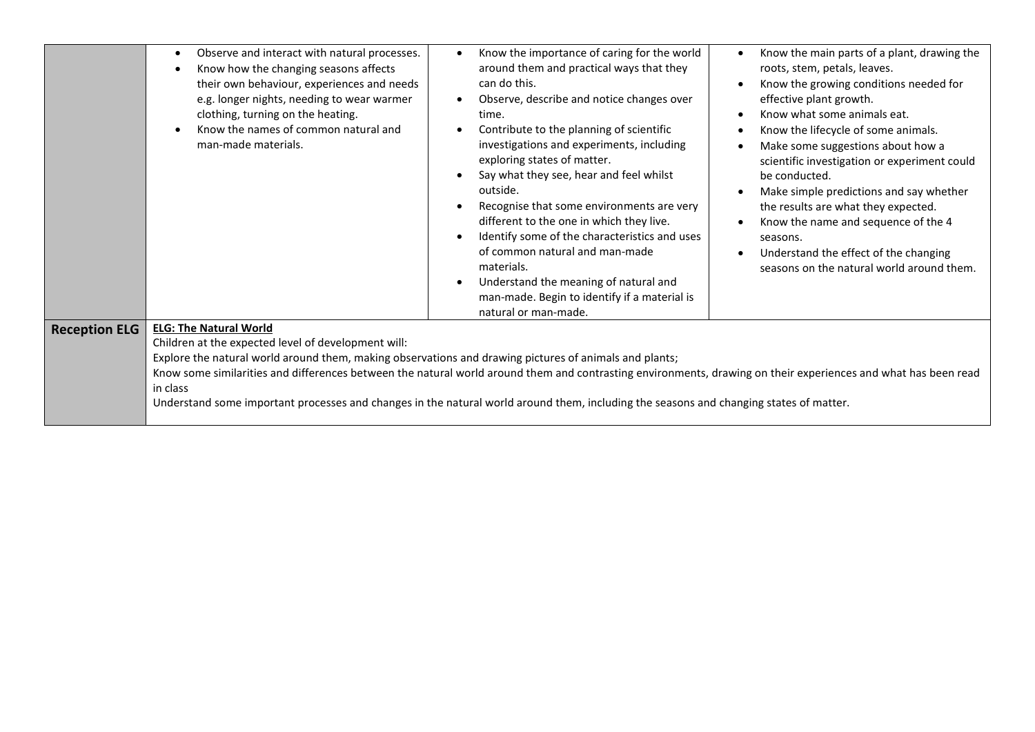| | | | |
|---|---|---|---|
| | • Observe and interact with natural processes.<br>• Know how the changing seasons affects their own behaviour, experiences and needs e.g. longer nights, needing to wear warmer clothing, turning on the heating.<br>• Know the names of common natural and man-made materials. | • Know the importance of caring for the world around them and practical ways that they can do this.<br>• Observe, describe and notice changes over time.<br>• Contribute to the planning of scientific investigations and experiments, including exploring states of matter.<br>• Say what they see, hear and feel whilst outside.<br>• Recognise that some environments are very different to the one in which they live.<br>• Identify some of the characteristics and uses of common natural and man-made materials.<br>• Understand the meaning of natural and man-made. Begin to identify if a material is natural or man-made. | • Know the main parts of a plant, drawing the roots, stem, petals, leaves.<br>• Know the growing conditions needed for effective plant growth.<br>• Know what some animals eat.<br>• Know the lifecycle of some animals.<br>• Make some suggestions about how a scientific investigation or experiment could be conducted.<br>• Make simple predictions and say whether the results are what they expected.<br>• Know the name and sequence of the 4 seasons.<br>• Understand the effect of the changing seasons on the natural world around them. |
| **Reception ELG** | **ELG: The Natural World**<br>Children at the expected level of development will:<br>Explore the natural world around them, making observations and drawing pictures of animals and plants;<br>Know some similarities and differences between the natural world around them and contrasting environments, drawing on their experiences and what has been read in class<br>Understand some important processes and changes in the natural world around them, including the seasons and changing states of matter. | | |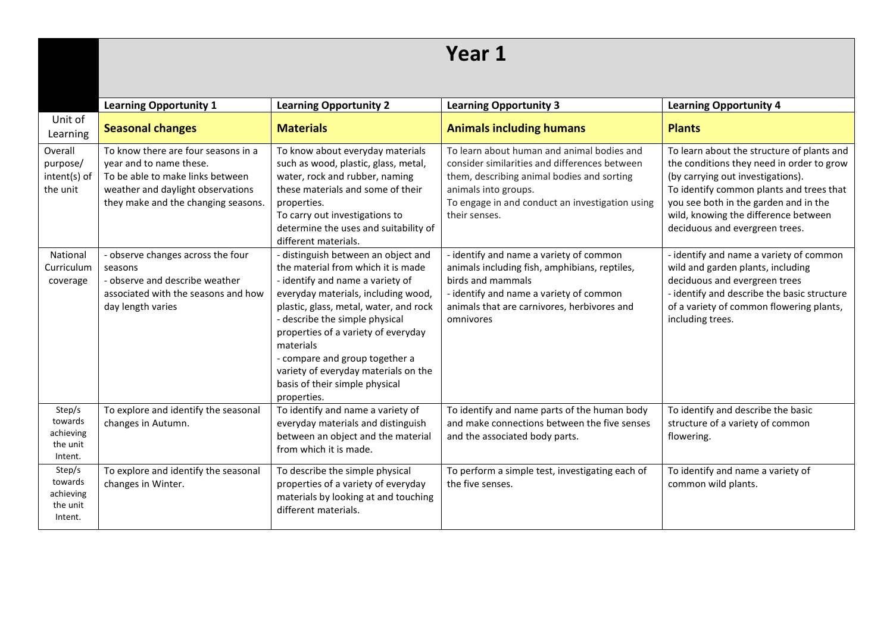# Year 1

| | Learning Opportunity 1 | Learning Opportunity 2 | Learning Opportunity 3 | Learning Opportunity 4 |
|---|---|---|---|---|
| Unit of Learning | **Seasonal changes** | **Materials** | **Animals including humans** | **Plants** |
| Overall purpose/ intent(s) of the unit | To know there are four seasons in a year and to name these. To be able to make links between weather and daylight observations they make and the changing seasons. | To know about everyday materials such as wood, plastic, glass, metal, water, rock and rubber, naming these materials and some of their properties. To carry out investigations to determine the uses and suitability of different materials. | To learn about human and animal bodies and consider similarities and differences between them, describing animal bodies and sorting animals into groups. To engage in and conduct an investigation using their senses. | To learn about the structure of plants and the conditions they need in order to grow (by carrying out investigations). To identify common plants and trees that you see both in the garden and in the wild, knowing the difference between deciduous and evergreen trees. |
| National Curriculum coverage | - observe changes across the four seasons<br>- observe and describe weather associated with the seasons and how day length varies | - distinguish between an object and the material from which it is made<br>- identify and name a variety of everyday materials, including wood, plastic, glass, metal, water, and rock<br>- describe the simple physical properties of a variety of everyday materials<br>- compare and group together a variety of everyday materials on the basis of their simple physical properties. | - identify and name a variety of common animals including fish, amphibians, reptiles, birds and mammals<br>- identify and name a variety of common animals that are carnivores, herbivores and omnivores | - identify and name a variety of common wild and garden plants, including deciduous and evergreen trees<br>- identify and describe the basic structure of a variety of common flowering plants, including trees. |
| Step/s towards achieving the unit Intent. | To explore and identify the seasonal changes in Autumn. | To identify and name a variety of everyday materials and distinguish between an object and the material from which it is made. | To identify and name parts of the human body and make connections between the five senses and the associated body parts. | To identify and describe the basic structure of a variety of common flowering. |
| Step/s towards achieving the unit Intent. | To explore and identify the seasonal changes in Winter. | To describe the simple physical properties of a variety of everyday materials by looking at and touching different materials. | To perform a simple test, investigating each of the five senses. | To identify and name a variety of common wild plants. |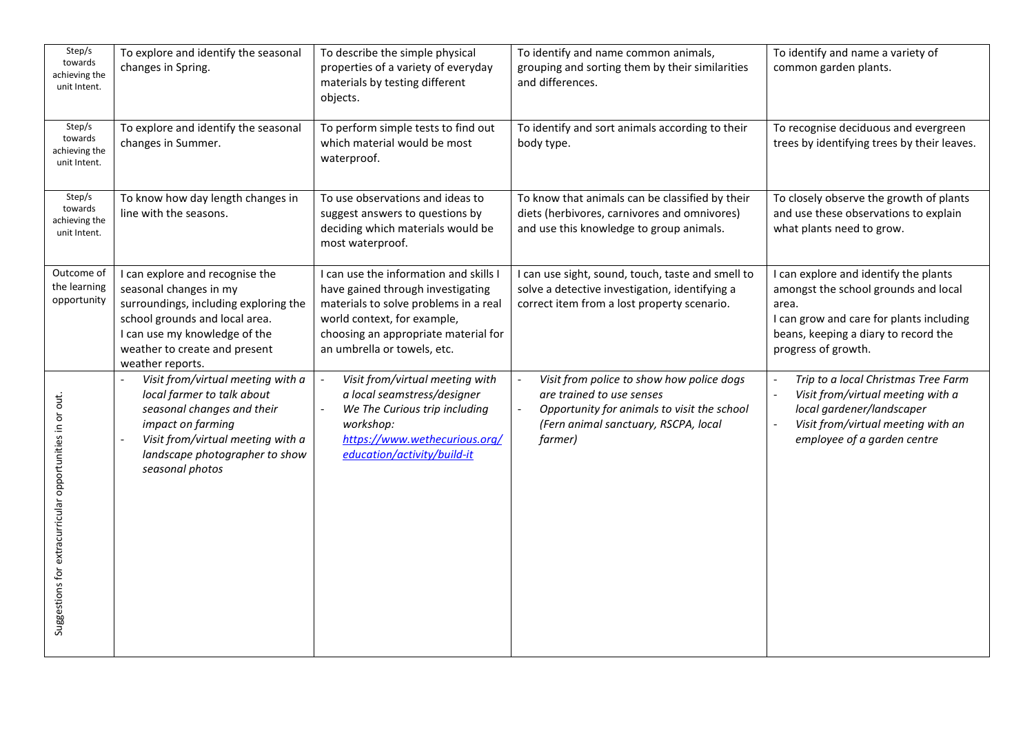| Step/s towards achieving the unit Intent. | To explore and identify the seasonal changes in Spring. | To describe the simple physical properties of a variety of everyday materials by testing different objects. | To identify and name common animals, grouping and sorting them by their similarities and differences. | To identify and name a variety of common garden plants. |
|---|---|---|---|---|
| Step/s towards achieving the unit Intent. | To explore and identify the seasonal changes in Summer. | To perform simple tests to find out which material would be most waterproof. | To identify and sort animals according to their body type. | To recognise deciduous and evergreen trees by identifying trees by their leaves. |
| Step/s towards achieving the unit Intent. | To know how day length changes in line with the seasons. | To use observations and ideas to suggest answers to questions by deciding which materials would be most waterproof. | To know that animals can be classified by their diets (herbivores, carnivores and omnivores) and use this knowledge to group animals. | To closely observe the growth of plants and use these observations to explain what plants need to grow. |
| Outcome of the learning opportunity | I can explore and recognise the seasonal changes in my surroundings, including exploring the school grounds and local area.<br>I can use my knowledge of the weather to create and present weather reports. | I can use the information and skills I have gained through investigating materials to solve problems in a real world context, for example, choosing an appropriate material for an umbrella or towels, etc. | I can use sight, sound, touch, taste and smell to solve a detective investigation, identifying a correct item from a lost property scenario. | I can explore and identify the plants amongst the school grounds and local area.<br>I can grow and care for plants including beans, keeping a diary to record the progress of growth. |
| Suggestions for extracurricular opportunities in or out. | - *Visit from/virtual meeting with a local farmer to talk about seasonal changes and their impact on farming*<br>- *Visit from/virtual meeting with a landscape photographer to show seasonal photos* | - *Visit from/virtual meeting with a local seamstress/designer*<br>- *We The Curious trip including workshop: https://www.wethecurious.org/education/activity/build-it* | - *Visit from police to show how police dogs are trained to use senses*<br>- *Opportunity for animals to visit the school (Fern animal sanctuary, RSCPA, local farmer)* | - *Trip to a local Christmas Tree Farm*<br>- *Visit from/virtual meeting with a local gardener/landscaper*<br>- *Visit from/virtual meeting with an employee of a garden centre* |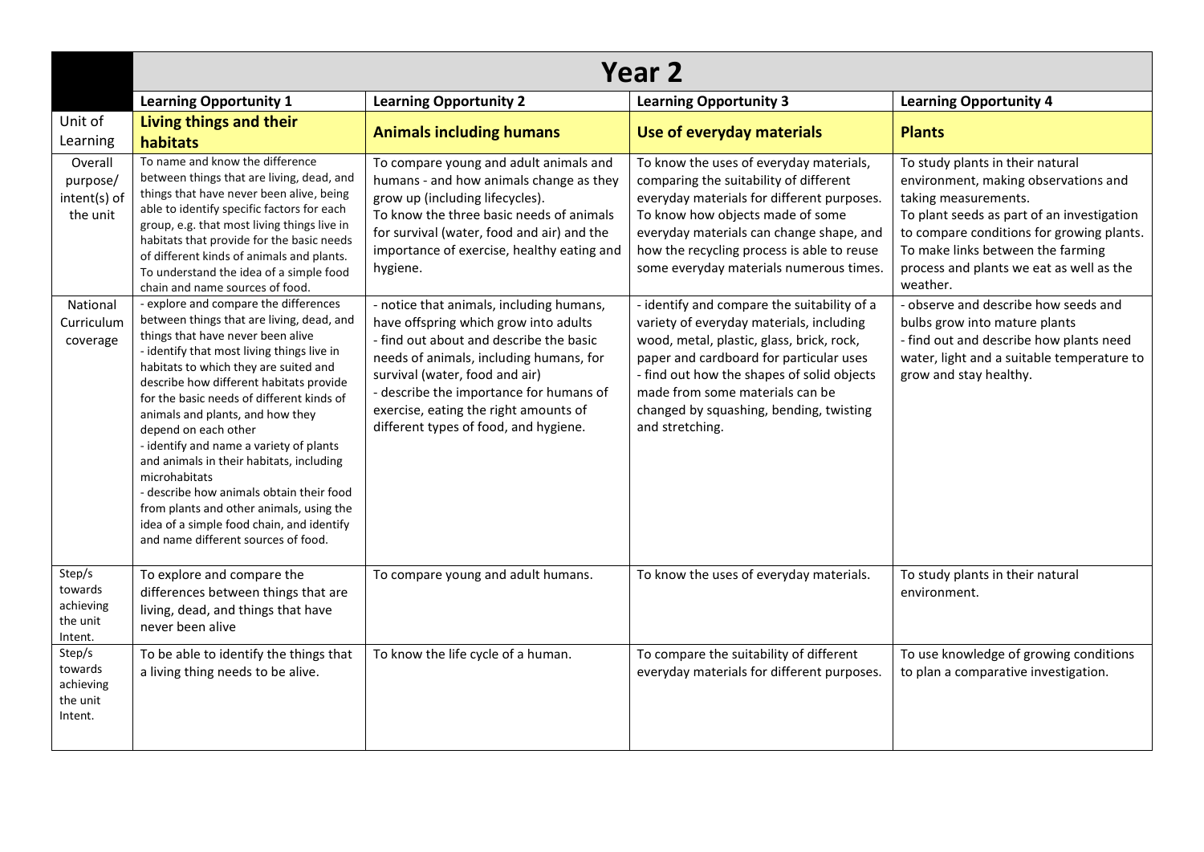| | Year 2 | | | |
|---|---|---|---|---|
| | **Learning Opportunity 1** | **Learning Opportunity 2** | **Learning Opportunity 3** | **Learning Opportunity 4** |
| Unit of Learning | **Living things and their habitats** | **Animals including humans** | **Use of everyday materials** | **Plants** |
| Overall purpose/ intent(s) of the unit | To name and know the difference between things that are living, dead, and things that have never been alive, being able to identify specific factors for each group, e.g. that most living things live in habitats that provide for the basic needs of different kinds of animals and plants. To understand the idea of a simple food chain and name sources of food. | To compare young and adult animals and humans - and how animals change as they grow up (including lifecycles). To know the three basic needs of animals for survival (water, food and air) and the importance of exercise, healthy eating and hygiene. | To know the uses of everyday materials, comparing the suitability of different everyday materials for different purposes. To know how objects made of some everyday materials can change shape, and how the recycling process is able to reuse some everyday materials numerous times. | To study plants in their natural environment, making observations and taking measurements. To plant seeds as part of an investigation to compare conditions for growing plants. To make links between the farming process and plants we eat as well as the weather. |
| National Curriculum coverage | - explore and compare the differences between things that are living, dead, and things that have never been alive<br>- identify that most living things live in habitats to which they are suited and describe how different habitats provide for the basic needs of different kinds of animals and plants, and how they depend on each other<br>- identify and name a variety of plants and animals in their habitats, including microhabitats<br>- describe how animals obtain their food from plants and other animals, using the idea of a simple food chain, and identify and name different sources of food. | - notice that animals, including humans, have offspring which grow into adults<br>- find out about and describe the basic needs of animals, including humans, for survival (water, food and air)<br>- describe the importance for humans of exercise, eating the right amounts of different types of food, and hygiene. | - identify and compare the suitability of a variety of everyday materials, including wood, metal, plastic, glass, brick, rock, paper and cardboard for particular uses<br>- find out how the shapes of solid objects made from some materials can be changed by squashing, bending, twisting and stretching. | - observe and describe how seeds and bulbs grow into mature plants<br>- find out and describe how plants need water, light and a suitable temperature to grow and stay healthy. |
| Step/s towards achieving the unit Intent. | To explore and compare the differences between things that are living, dead, and things that have never been alive | To compare young and adult humans. | To know the uses of everyday materials. | To study plants in their natural environment. |
| Step/s towards achieving the unit Intent. | To be able to identify the things that a living thing needs to be alive. | To know the life cycle of a human. | To compare the suitability of different everyday materials for different purposes. | To use knowledge of growing conditions to plan a comparative investigation. |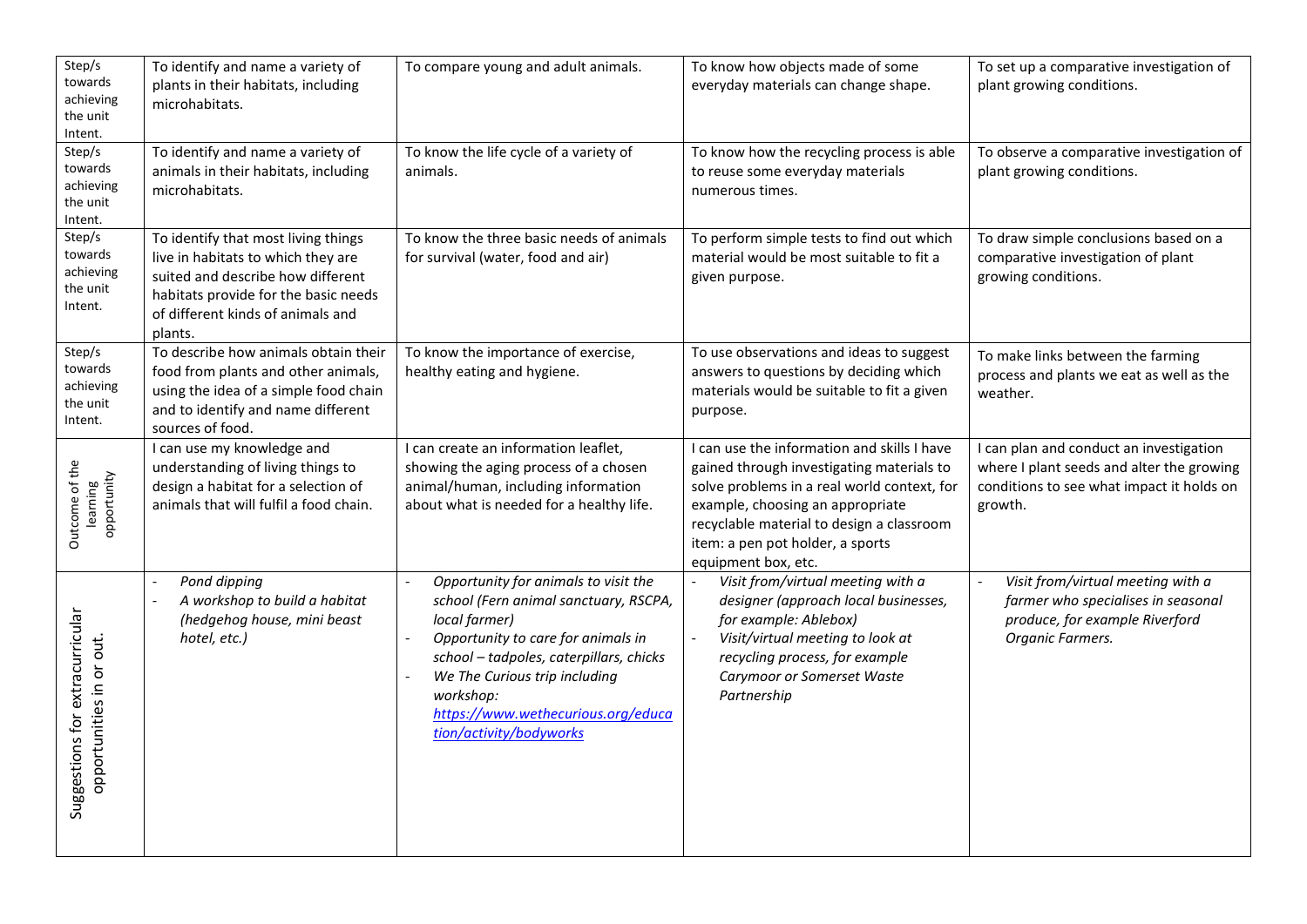| Step/s towards achieving the unit Intent. | To identify and name a variety of plants in their habitats, including microhabitats. | To compare young and adult animals. | To know how objects made of some everyday materials can change shape. | To set up a comparative investigation of plant growing conditions. |
|---|---|---|---|---|
| Step/s towards achieving the unit Intent. | To identify and name a variety of animals in their habitats, including microhabitats. | To know the life cycle of a variety of animals. | To know how the recycling process is able to reuse some everyday materials numerous times. | To observe a comparative investigation of plant growing conditions. |
| Step/s towards achieving the unit Intent. | To identify that most living things live in habitats to which they are suited and describe how different habitats provide for the basic needs of different kinds of animals and plants. | To know the three basic needs of animals for survival (water, food and air) | To perform simple tests to find out which material would be most suitable to fit a given purpose. | To draw simple conclusions based on a comparative investigation of plant growing conditions. |
| Step/s towards achieving the unit Intent. | To describe how animals obtain their food from plants and other animals, using the idea of a simple food chain and to identify and name different sources of food. | To know the importance of exercise, healthy eating and hygiene. | To use observations and ideas to suggest answers to questions by deciding which materials would be suitable to fit a given purpose. | To make links between the farming process and plants we eat as well as the weather. |
| Outcome of the learning opportunity | I can use my knowledge and understanding of living things to design a habitat for a selection of animals that will fulfil a food chain. | I can create an information leaflet, showing the aging process of a chosen animal/human, including information about what is needed for a healthy life. | I can use the information and skills I have gained through investigating materials to solve problems in a real world context, for example, choosing an appropriate recyclable material to design a classroom item: a pen pot holder, a sports equipment box, etc. | I can plan and conduct an investigation where I plant seeds and alter the growing conditions to see what impact it holds on growth. |
| Suggestions for extracurricular opportunities in or out. | - *Pond dipping*<br>- *A workshop to build a habitat (hedgehog house, mini beast hotel, etc.)* | - *Opportunity for animals to visit the school (Fern animal sanctuary, RSCPA, local farmer)*<br>- *Opportunity to care for animals in school – tadpoles, caterpillars, chicks*<br>- *We The Curious trip including workshop: https://www.wethecurious.org/education/activity/bodyworks* | - *Visit from/virtual meeting with a designer (approach local businesses, for example: Ablebox)*<br>- *Visit/virtual meeting to look at recycling process, for example Carymoor or Somerset Waste Partnership* | - *Visit from/virtual meeting with a farmer who specialises in seasonal produce, for example Riverford Organic Farmers.* |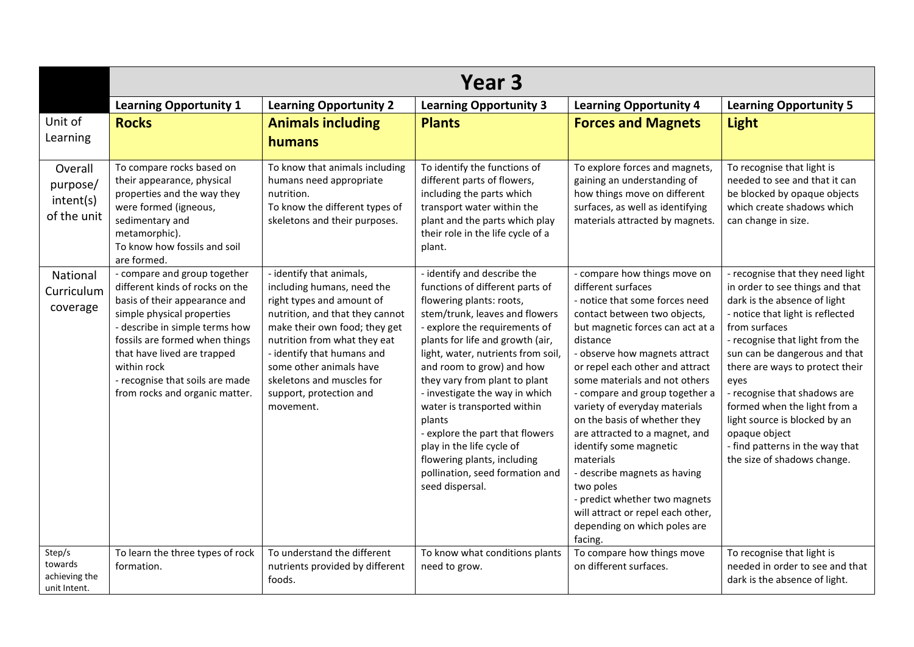| | Year 3 | | | | |
|---|---|---|---|---|---|
| | **Learning Opportunity 1** | **Learning Opportunity 2** | **Learning Opportunity 3** | **Learning Opportunity 4** | **Learning Opportunity 5** |
| Unit of Learning | **Rocks** | **Animals including humans** | **Plants** | **Forces and Magnets** | **Light** |
| Overall purpose/ intent(s) of the unit | To compare rocks based on their appearance, physical properties and the way they were formed (igneous, sedimentary and metamorphic).<br>To know how fossils and soil are formed. | To know that animals including humans need appropriate nutrition.<br>To know the different types of skeletons and their purposes. | To identify the functions of different parts of flowers, including the parts which transport water within the plant and the parts which play their role in the life cycle of a plant. | To explore forces and magnets, gaining an understanding of how things move on different surfaces, as well as identifying materials attracted by magnets. | To recognise that light is needed to see and that it can be blocked by opaque objects which create shadows which can change in size. |
| National Curriculum coverage | - compare and group together different kinds of rocks on the basis of their appearance and simple physical properties<br>- describe in simple terms how fossils are formed when things that have lived are trapped within rock<br>- recognise that soils are made from rocks and organic matter. | - identify that animals, including humans, need the right types and amount of nutrition, and that they cannot make their own food; they get nutrition from what they eat<br>- identify that humans and some other animals have skeletons and muscles for support, protection and movement. | - identify and describe the functions of different parts of flowering plants: roots, stem/trunk, leaves and flowers<br>- explore the requirements of plants for life and growth (air, light, water, nutrients from soil, and room to grow) and how they vary from plant to plant<br>- investigate the way in which water is transported within plants<br>- explore the part that flowers play in the life cycle of flowering plants, including pollination, seed formation and seed dispersal. | - compare how things move on different surfaces<br>- notice that some forces need contact between two objects, but magnetic forces can act at a distance<br>- observe how magnets attract or repel each other and attract some materials and not others<br>- compare and group together a variety of everyday materials on the basis of whether they are attracted to a magnet, and identify some magnetic materials<br>- describe magnets as having two poles<br>- predict whether two magnets will attract or repel each other, depending on which poles are facing. | - recognise that they need light in order to see things and that dark is the absence of light<br>- notice that light is reflected from surfaces<br>- recognise that light from the sun can be dangerous and that there are ways to protect their eyes<br>- recognise that shadows are formed when the light from a light source is blocked by an opaque object<br>- find patterns in the way that the size of shadows change. |
| Step/s towards achieving the unit Intent. | To learn the three types of rock formation. | To understand the different nutrients provided by different foods. | To know what conditions plants need to grow. | To compare how things move on different surfaces. | To recognise that light is needed in order to see and that dark is the absence of light. |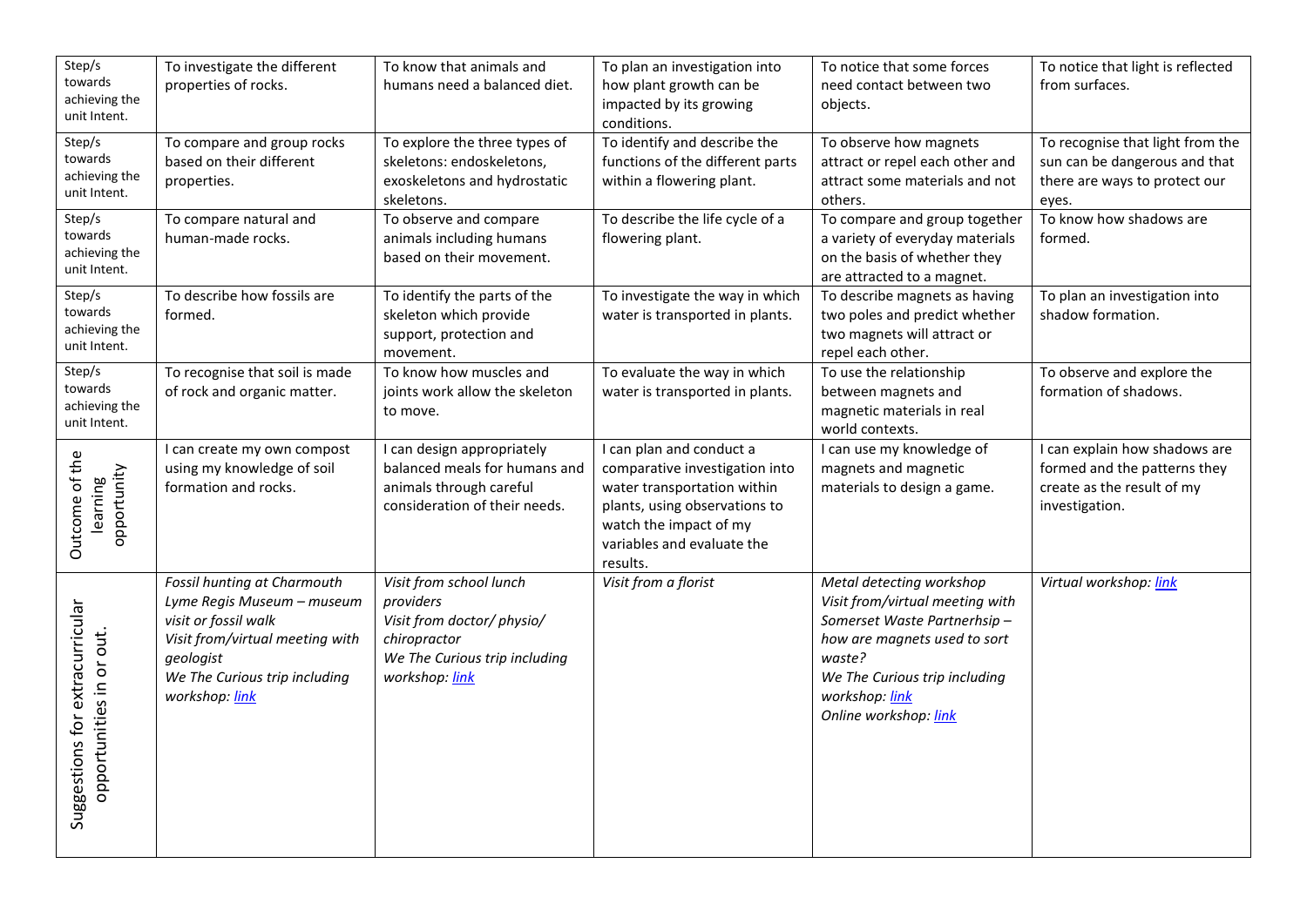| Step/s towards achieving the unit Intent. | To investigate the different properties of rocks. | To know that animals and humans need a balanced diet. | To plan an investigation into how plant growth can be impacted by its growing conditions. | To notice that some forces need contact between two objects. | To notice that light is reflected from surfaces. |
|---|---|---|---|---|---|
| Step/s towards achieving the unit Intent. | To compare and group rocks based on their different properties. | To explore the three types of skeletons: endoskeletons, exoskeletons and hydrostatic skeletons. | To identify and describe the functions of the different parts within a flowering plant. | To observe how magnets attract or repel each other and attract some materials and not others. | To recognise that light from the sun can be dangerous and that there are ways to protect our eyes. |
| Step/s towards achieving the unit Intent. | To compare natural and human-made rocks. | To observe and compare animals including humans based on their movement. | To describe the life cycle of a flowering plant. | To compare and group together a variety of everyday materials on the basis of whether they are attracted to a magnet. | To know how shadows are formed. |
| Step/s towards achieving the unit Intent. | To describe how fossils are formed. | To identify the parts of the skeleton which provide support, protection and movement. | To investigate the way in which water is transported in plants. | To describe magnets as having two poles and predict whether two magnets will attract or repel each other. | To plan an investigation into shadow formation. |
| Step/s towards achieving the unit Intent. | To recognise that soil is made of rock and organic matter. | To know how muscles and joints work allow the skeleton to move. | To evaluate the way in which water is transported in plants. | To use the relationship between magnets and magnetic materials in real world contexts. | To observe and explore the formation of shadows. |
| Outcome of the learning opportunity | I can create my own compost using my knowledge of soil formation and rocks. | I can design appropriately balanced meals for humans and animals through careful consideration of their needs. | I can plan and conduct a comparative investigation into water transportation within plants, using observations to watch the impact of my variables and evaluate the results. | I can use my knowledge of magnets and magnetic materials to design a game. | I can explain how shadows are formed and the patterns they create as the result of my investigation. |
| Suggestions for extracurricular opportunities in or out. | *Fossil hunting at Charmouth*<br>*Lyme Regis Museum – museum visit or fossil walk*<br>*Visit from/virtual meeting with geologist*<br>*We The Curious trip including workshop: link* | *Visit from school lunch providers*<br>*Visit from doctor/ physio/ chiropractor*<br>*We The Curious trip including workshop: link* | *Visit from a florist* | *Metal detecting workshop*<br>*Visit from/virtual meeting with Somerset Waste Partnerhsip – how are magnets used to sort waste?*<br>*We The Curious trip including workshop: link*<br>*Online workshop: link* | *Virtual workshop: link* |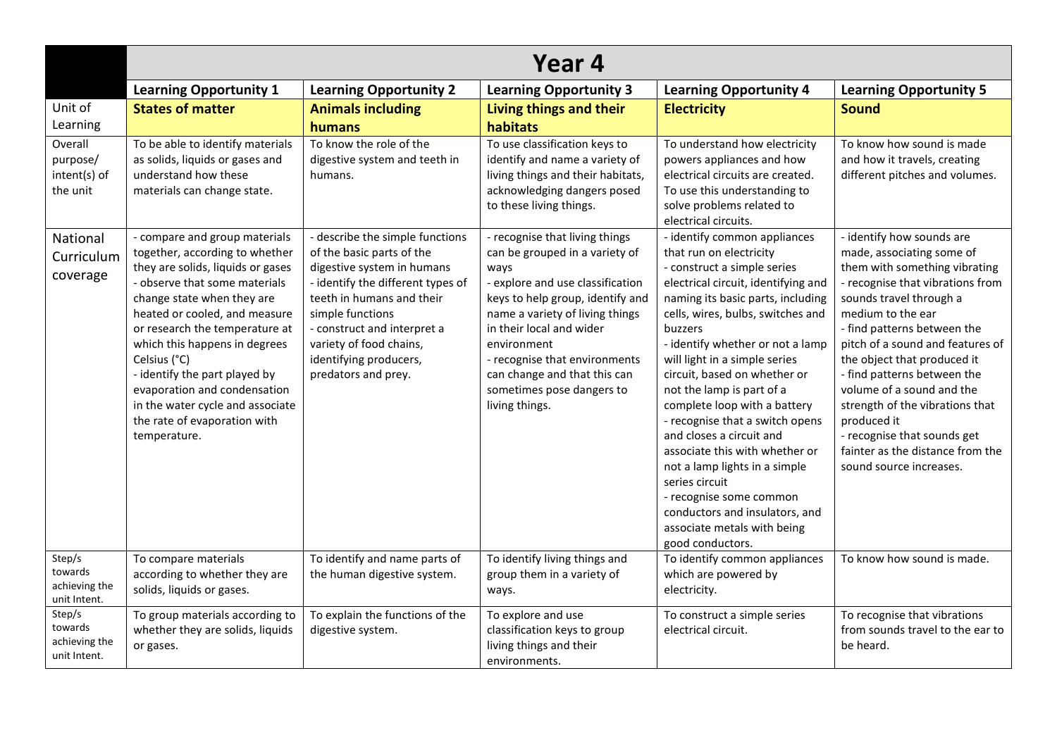| | Year 4 | | | | |
|---|---|---|---|---|---|
| | **Learning Opportunity 1** | **Learning Opportunity 2** | **Learning Opportunity 3** | **Learning Opportunity 4** | **Learning Opportunity 5** |
| Unit of Learning | **States of matter** | **Animals including humans** | **Living things and their habitats** | **Electricity** | **Sound** |
| Overall purpose/ intent(s) of the unit | To be able to identify materials as solids, liquids or gases and understand how these materials can change state. | To know the role of the digestive system and teeth in humans. | To use classification keys to identify and name a variety of living things and their habitats, acknowledging dangers posed to these living things. | To understand how electricity powers appliances and how electrical circuits are created. To use this understanding to solve problems related to electrical circuits. | To know how sound is made and how it travels, creating different pitches and volumes. |
| National Curriculum coverage | - compare and group materials together, according to whether they are solids, liquids or gases<br>- observe that some materials change state when they are heated or cooled, and measure or research the temperature at which this happens in degrees Celsius (°C)<br>- identify the part played by evaporation and condensation in the water cycle and associate the rate of evaporation with temperature. | - describe the simple functions of the basic parts of the digestive system in humans<br>- identify the different types of teeth in humans and their simple functions<br>- construct and interpret a variety of food chains, identifying producers, predators and prey. | - recognise that living things can be grouped in a variety of ways<br>- explore and use classification keys to help group, identify and name a variety of living things in their local and wider environment<br>- recognise that environments can change and that this can sometimes pose dangers to living things. | - identify common appliances that run on electricity<br>- construct a simple series electrical circuit, identifying and naming its basic parts, including cells, wires, bulbs, switches and buzzers<br>- identify whether or not a lamp will light in a simple series circuit, based on whether or not the lamp is part of a complete loop with a battery<br>- recognise that a switch opens and closes a circuit and associate this with whether or not a lamp lights in a simple series circuit<br>- recognise some common conductors and insulators, and associate metals with being good conductors. | - identify how sounds are made, associating some of them with something vibrating<br>- recognise that vibrations from sounds travel through a medium to the ear<br>- find patterns between the pitch of a sound and features of the object that produced it<br>- find patterns between the volume of a sound and the strength of the vibrations that produced it<br>- recognise that sounds get fainter as the distance from the sound source increases. |
| Step/s towards achieving the unit Intent. | To compare materials according to whether they are solids, liquids or gases. | To identify and name parts of the human digestive system. | To identify living things and group them in a variety of ways. | To identify common appliances which are powered by electricity. | To know how sound is made. |
| Step/s towards achieving the unit Intent. | To group materials according to whether they are solids, liquids or gases. | To explain the functions of the digestive system. | To explore and use classification keys to group living things and their environments. | To construct a simple series electrical circuit. | To recognise that vibrations from sounds travel to the ear to be heard. |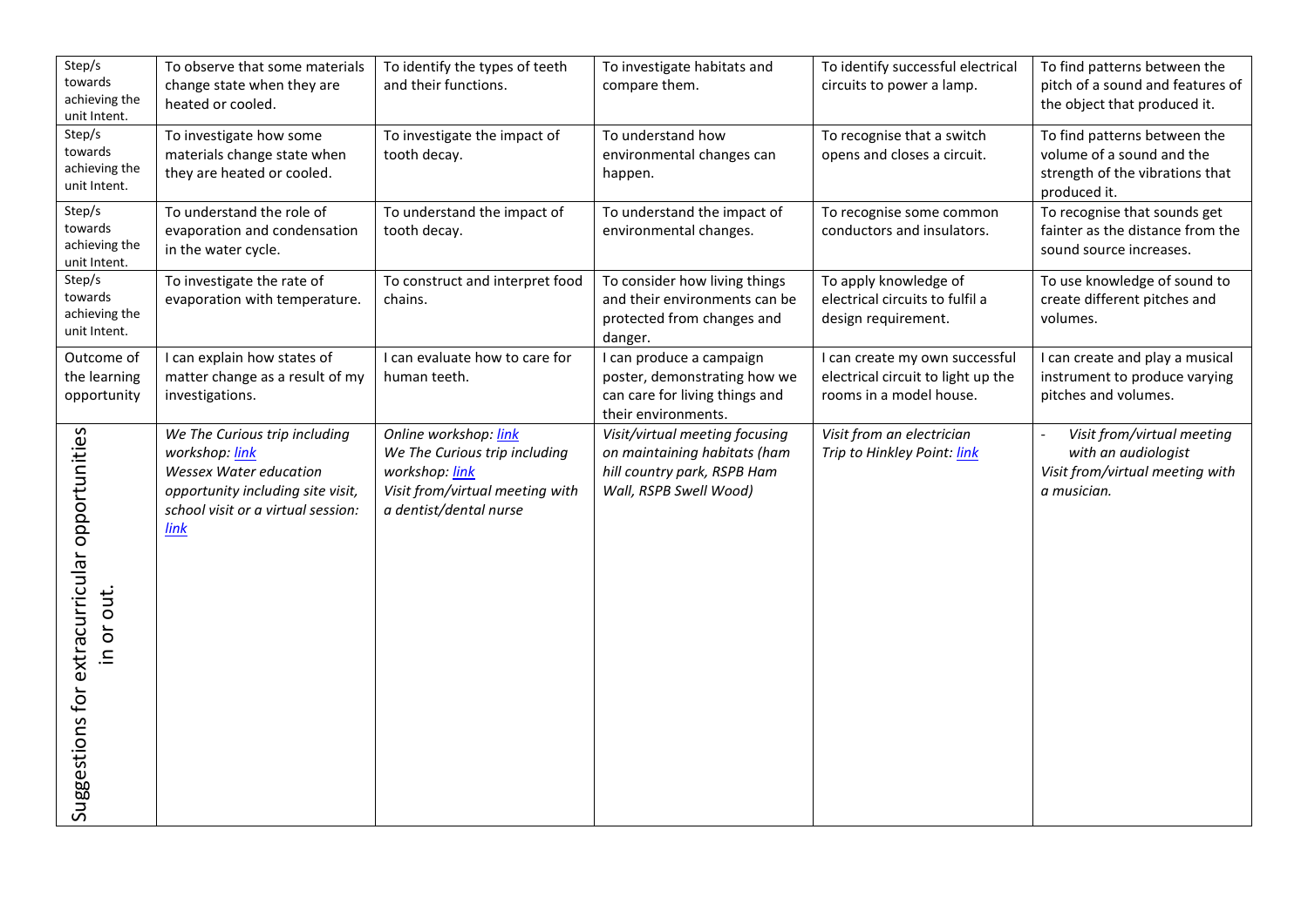| Step/s towards achieving the unit Intent. | To observe that some materials change state when they are heated or cooled. | To identify the types of teeth and their functions. | To investigate habitats and compare them. | To identify successful electrical circuits to power a lamp. | To find patterns between the pitch of a sound and features of the object that produced it. |
|---|---|---|---|---|---|
| Step/s towards achieving the unit Intent. | To investigate how some materials change state when they are heated or cooled. | To investigate the impact of tooth decay. | To understand how environmental changes can happen. | To recognise that a switch opens and closes a circuit. | To find patterns between the volume of a sound and the strength of the vibrations that produced it. |
| Step/s towards achieving the unit Intent. | To understand the role of evaporation and condensation in the water cycle. | To understand the impact of tooth decay. | To understand the impact of environmental changes. | To recognise some common conductors and insulators. | To recognise that sounds get fainter as the distance from the sound source increases. |
| Step/s towards achieving the unit Intent. | To investigate the rate of evaporation with temperature. | To construct and interpret food chains. | To consider how living things and their environments can be protected from changes and danger. | To apply knowledge of electrical circuits to fulfil a design requirement. | To use knowledge of sound to create different pitches and volumes. |
| Outcome of the learning opportunity | I can explain how states of matter change as a result of my investigations. | I can evaluate how to care for human teeth. | I can produce a campaign poster, demonstrating how we can care for living things and their environments. | I can create my own successful electrical circuit to light up the rooms in a model house. | I can create and play a musical instrument to produce varying pitches and volumes. |
| Suggestions for extracurricular opportunities in or out. | *We The Curious trip including workshop: link*<br>*Wessex Water education opportunity including site visit, school visit or a virtual session: link* | *Online workshop: link*<br>*We The Curious trip including workshop: link*<br>*Visit from/virtual meeting with a dentist/dental nurse* | *Visit/virtual meeting focusing on maintaining habitats (ham hill country park, RSPB Ham Wall, RSPB Swell Wood)* | *Visit from an electrician*<br>*Trip to Hinkley Point: link* | - *Visit from/virtual meeting with an audiologist*<br>*Visit from/virtual meeting with a musician.* |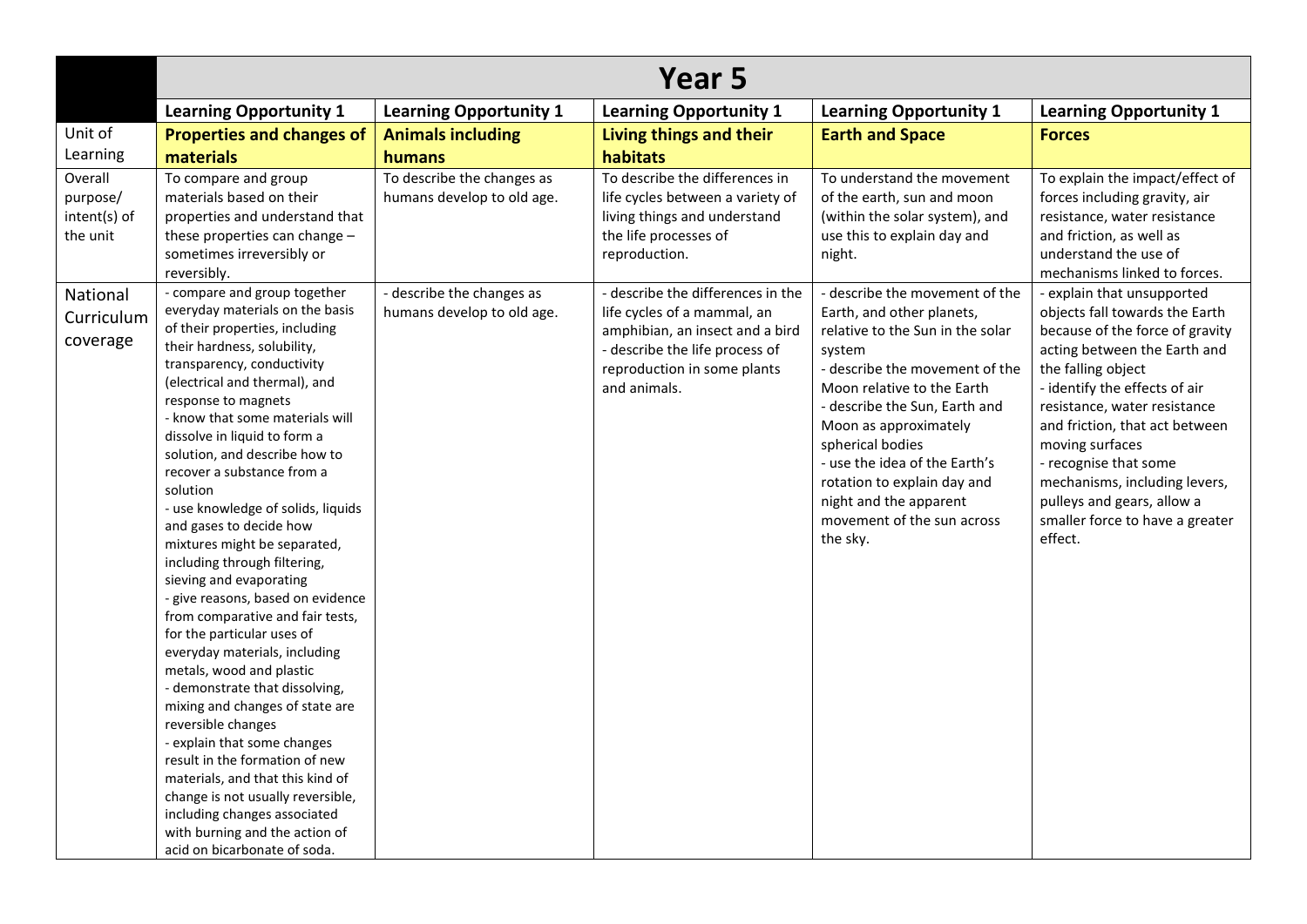| | Year 5 | | | | |
|---|---|---|---|---|---|
| | **Learning Opportunity 1** | **Learning Opportunity 1** | **Learning Opportunity 1** | **Learning Opportunity 1** | **Learning Opportunity 1** |
| Unit of Learning | **Properties and changes of materials** | **Animals including humans** | **Living things and their habitats** | **Earth and Space** | **Forces** |
| Overall purpose/ intent(s) of the unit | To compare and group materials based on their properties and understand that these properties can change – sometimes irreversibly or reversibly. | To describe the changes as humans develop to old age. | To describe the differences in life cycles between a variety of living things and understand the life processes of reproduction. | To understand the movement of the earth, sun and moon (within the solar system), and use this to explain day and night. | To explain the impact/effect of forces including gravity, air resistance, water resistance and friction, as well as understand the use of mechanisms linked to forces. |
| National Curriculum coverage | - compare and group together everyday materials on the basis of their properties, including their hardness, solubility, transparency, conductivity (electrical and thermal), and response to magnets<br>- know that some materials will dissolve in liquid to form a solution, and describe how to recover a substance from a solution<br>- use knowledge of solids, liquids and gases to decide how mixtures might be separated, including through filtering, sieving and evaporating<br>- give reasons, based on evidence from comparative and fair tests, for the particular uses of everyday materials, including metals, wood and plastic<br>- demonstrate that dissolving, mixing and changes of state are reversible changes<br>- explain that some changes result in the formation of new materials, and that this kind of change is not usually reversible, including changes associated with burning and the action of acid on bicarbonate of soda. | - describe the changes as humans develop to old age. | - describe the differences in the life cycles of a mammal, an amphibian, an insect and a bird<br>- describe the life process of reproduction in some plants and animals. | - describe the movement of the Earth, and other planets, relative to the Sun in the solar system<br>- describe the movement of the Moon relative to the Earth<br>- describe the Sun, Earth and Moon as approximately spherical bodies<br>- use the idea of the Earth's rotation to explain day and night and the apparent movement of the sun across the sky. | - explain that unsupported objects fall towards the Earth because of the force of gravity acting between the Earth and the falling object<br>- identify the effects of air resistance, water resistance and friction, that act between moving surfaces<br>- recognise that some mechanisms, including levers, pulleys and gears, allow a smaller force to have a greater effect. |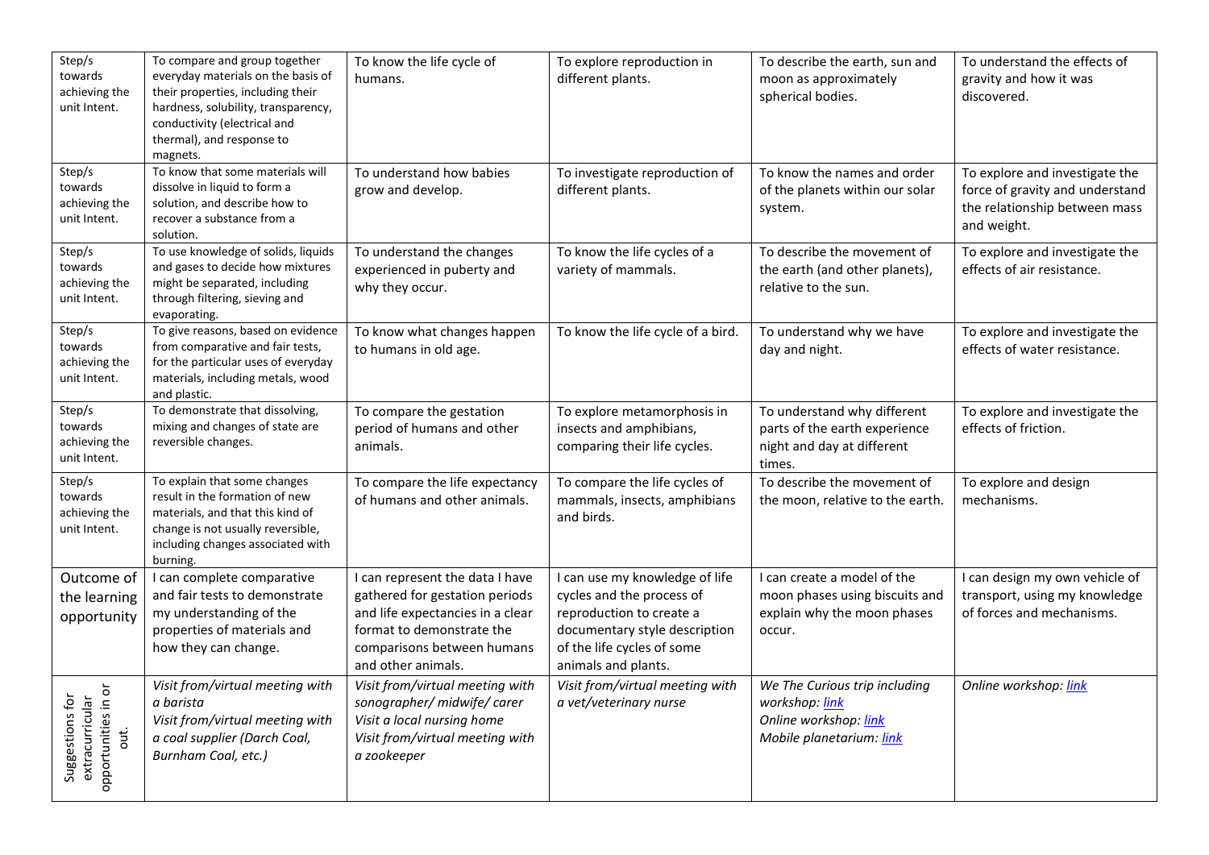| Step/s towards achieving the unit Intent. | To compare and group together everyday materials on the basis of their properties, including their hardness, solubility, transparency, conductivity (electrical and thermal), and response to magnets. | To know the life cycle of humans. | To explore reproduction in different plants. | To describe the earth, sun and moon as approximately spherical bodies. | To understand the effects of gravity and how it was discovered. |
|---|---|---|---|---|---|
| Step/s towards achieving the unit Intent. | To know that some materials will dissolve in liquid to form a solution, and describe how to recover a substance from a solution. | To understand how babies grow and develop. | To investigate reproduction of different plants. | To know the names and order of the planets within our solar system. | To explore and investigate the force of gravity and understand the relationship between mass and weight. |
| Step/s towards achieving the unit Intent. | To use knowledge of solids, liquids and gases to decide how mixtures might be separated, including through filtering, sieving and evaporating. | To understand the changes experienced in puberty and why they occur. | To know the life cycles of a variety of mammals. | To describe the movement of the earth (and other planets), relative to the sun. | To explore and investigate the effects of air resistance. |
| Step/s towards achieving the unit Intent. | To give reasons, based on evidence from comparative and fair tests, for the particular uses of everyday materials, including metals, wood and plastic. | To know what changes happen to humans in old age. | To know the life cycle of a bird. | To understand why we have day and night. | To explore and investigate the effects of water resistance. |
| Step/s towards achieving the unit Intent. | To demonstrate that dissolving, mixing and changes of state are reversible changes. | To compare the gestation period of humans and other animals. | To explore metamorphosis in insects and amphibians, comparing their life cycles. | To understand why different parts of the earth experience night and day at different times. | To explore and investigate the effects of friction. |
| Step/s towards achieving the unit Intent. | To explain that some changes result in the formation of new materials, and that this kind of change is not usually reversible, including changes associated with burning. | To compare the life expectancy of humans and other animals. | To compare the life cycles of mammals, insects, amphibians and birds. | To describe the movement of the moon, relative to the earth. | To explore and design mechanisms. |
| Outcome of the learning opportunity | I can complete comparative and fair tests to demonstrate my understanding of the properties of materials and how they can change. | I can represent the data I have gathered for gestation periods and life expectancies in a clear format to demonstrate the comparisons between humans and other animals. | I can use my knowledge of life cycles and the process of reproduction to create a documentary style description of the life cycles of some animals and plants. | I can create a model of the moon phases using biscuits and explain why the moon phases occur. | I can design my own vehicle of transport, using my knowledge of forces and mechanisms. |
| Suggestions for extracurricular opportunities in or out. | *Visit from/virtual meeting with a barista*<br>*Visit from/virtual meeting with a coal supplier (Darch Coal, Burnham Coal, etc.)* | *Visit from/virtual meeting with sonographer/ midwife/ carer*<br>*Visit a local nursing home*<br>*Visit from/virtual meeting with a zookeeper* | *Visit from/virtual meeting with a vet/veterinary nurse* | *We The Curious trip including workshop: link*<br>*Online workshop: link*<br>*Mobile planetarium: link* | *Online workshop: link* |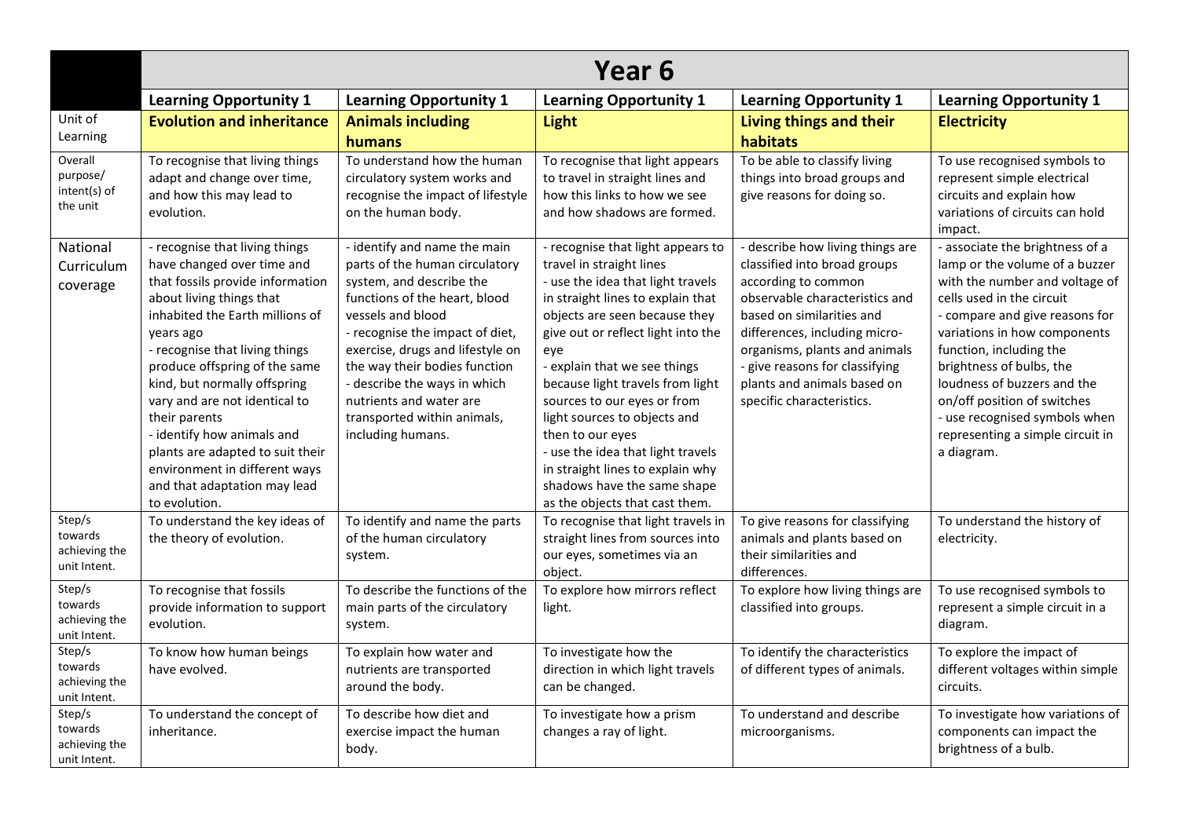| | Year 6 | | | | |
|---|---|---|---|---|---|
| | **Learning Opportunity 1** | **Learning Opportunity 1** | **Learning Opportunity 1** | **Learning Opportunity 1** | **Learning Opportunity 1** |
| Unit of Learning | **Evolution and inheritance** | **Animals including humans** | **Light** | **Living things and their habitats** | **Electricity** |
| Overall purpose/ intent(s) of the unit | To recognise that living things adapt and change over time, and how this may lead to evolution. | To understand how the human circulatory system works and recognise the impact of lifestyle on the human body. | To recognise that light appears to travel in straight lines and how this links to how we see and how shadows are formed. | To be able to classify living things into broad groups and give reasons for doing so. | To use recognised symbols to represent simple electrical circuits and explain how variations of circuits can hold impact. |
| National Curriculum coverage | - recognise that living things have changed over time and that fossils provide information about living things that inhabited the Earth millions of years ago<br>- recognise that living things produce offspring of the same kind, but normally offspring vary and are not identical to their parents<br>- identify how animals and plants are adapted to suit their environment in different ways and that adaptation may lead to evolution. | - identify and name the main parts of the human circulatory system, and describe the functions of the heart, blood vessels and blood<br>- recognise the impact of diet, exercise, drugs and lifestyle on the way their bodies function<br>- describe the ways in which nutrients and water are transported within animals, including humans. | - recognise that light appears to travel in straight lines<br>- use the idea that light travels in straight lines to explain that objects are seen because they give out or reflect light into the eye<br>- explain that we see things because light travels from light sources to our eyes or from light sources to objects and then to our eyes<br>- use the idea that light travels in straight lines to explain why shadows have the same shape as the objects that cast them. | - describe how living things are classified into broad groups according to common observable characteristics and based on similarities and differences, including micro-organisms, plants and animals<br>- give reasons for classifying plants and animals based on specific characteristics. | - associate the brightness of a lamp or the volume of a buzzer with the number and voltage of cells used in the circuit<br>- compare and give reasons for variations in how components function, including the brightness of bulbs, the loudness of buzzers and the on/off position of switches<br>- use recognised symbols when representing a simple circuit in a diagram. |
| Step/s towards achieving the unit Intent. | To understand the key ideas of the theory of evolution. | To identify and name the parts of the human circulatory system. | To recognise that light travels in straight lines from sources into our eyes, sometimes via an object. | To give reasons for classifying animals and plants based on their similarities and differences. | To understand the history of electricity. |
| Step/s towards achieving the unit Intent. | To recognise that fossils provide information to support evolution. | To describe the functions of the main parts of the circulatory system. | To explore how mirrors reflect light. | To explore how living things are classified into groups. | To use recognised symbols to represent a simple circuit in a diagram. |
| Step/s towards achieving the unit Intent. | To know how human beings have evolved. | To explain how water and nutrients are transported around the body. | To investigate how the direction in which light travels can be changed. | To identify the characteristics of different types of animals. | To explore the impact of different voltages within simple circuits. |
| Step/s towards achieving the unit Intent. | To understand the concept of inheritance. | To describe how diet and exercise impact the human body. | To investigate how a prism changes a ray of light. | To understand and describe microorganisms. | To investigate how variations of components can impact the brightness of a bulb. |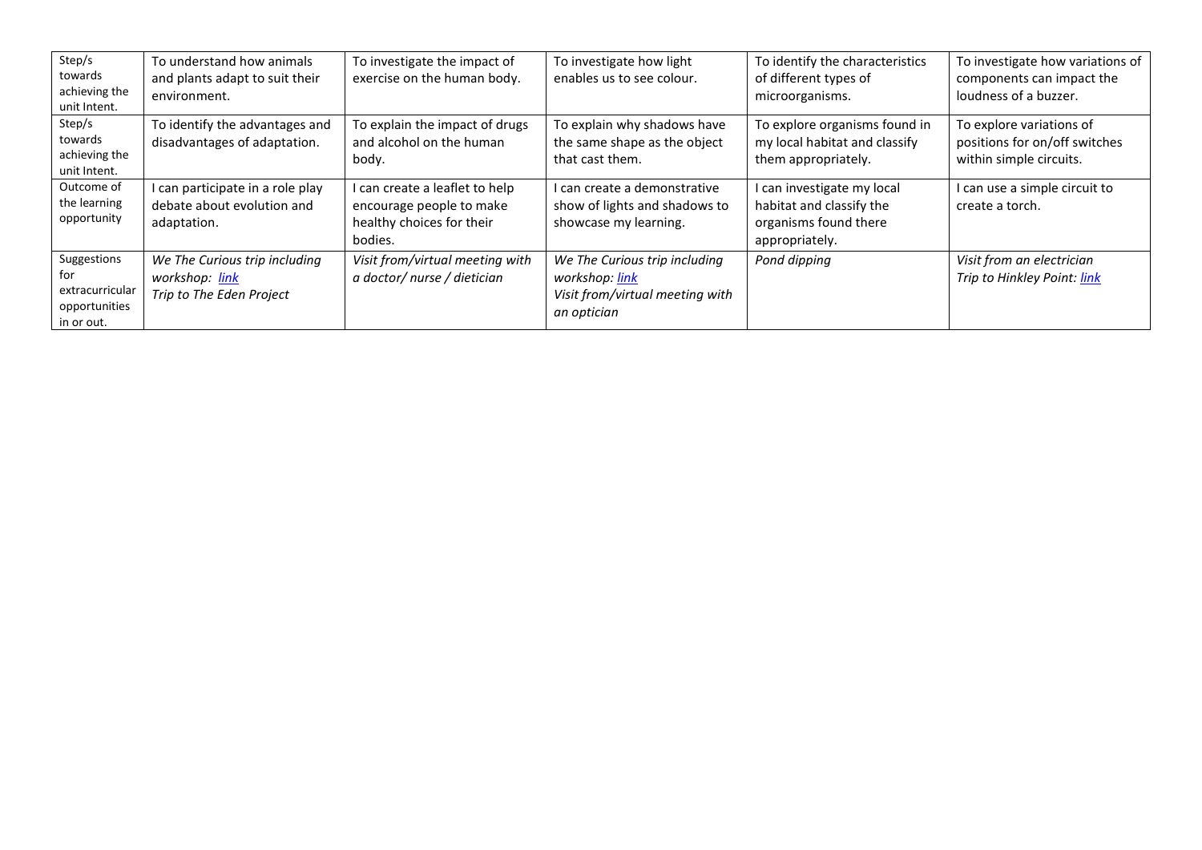| | | | | | |
|---|---|---|---|---|---|
| Step/s towards achieving the unit Intent. | To understand how animals and plants adapt to suit their environment. | To investigate the impact of exercise on the human body. | To investigate how light enables us to see colour. | To identify the characteristics of different types of microorganisms. | To investigate how variations of components can impact the loudness of a buzzer. |
| Step/s towards achieving the unit Intent. | To identify the advantages and disadvantages of adaptation. | To explain the impact of drugs and alcohol on the human body. | To explain why shadows have the same shape as the object that cast them. | To explore organisms found in my local habitat and classify them appropriately. | To explore variations of positions for on/off switches within simple circuits. |
| Outcome of the learning opportunity | I can participate in a role play debate about evolution and adaptation. | I can create a leaflet to help encourage people to make healthy choices for their bodies. | I can create a demonstrative show of lights and shadows to showcase my learning. | I can investigate my local habitat and classify the organisms found there appropriately. | I can use a simple circuit to create a torch. |
| Suggestions for extracurricular opportunities in or out. | *We The Curious trip including workshop: link*<br>*Trip to The Eden Project* | *Visit from/virtual meeting with a doctor/ nurse / dietician* | *We The Curious trip including workshop: link*<br>*Visit from/virtual meeting with an optician* | *Pond dipping* | *Visit from an electrician*<br>*Trip to Hinkley Point: link* |